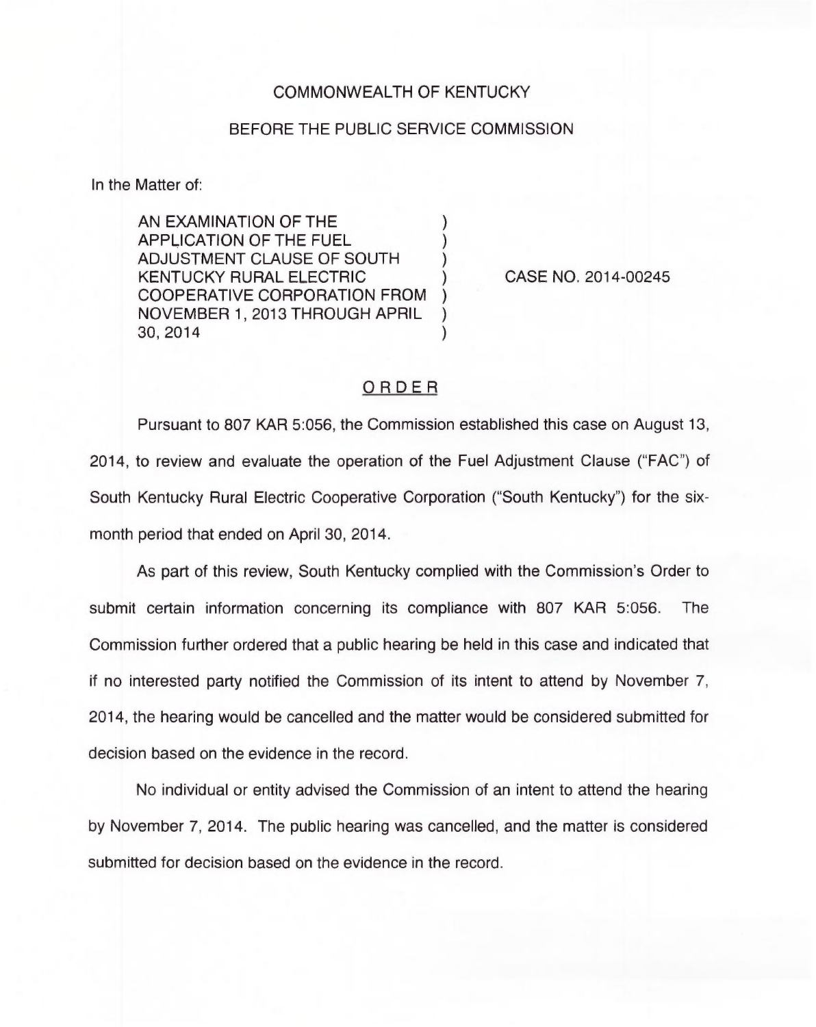COMMONWEALTH OF KENTUCKY

BEFORE THE PUBLIC SERVICE COMMISSION

In the Matter of:

AN EXAMINATION OF THE APPLICATION OF THE FUEL ADJUSTMENT CLAUSE OF SOUTH KENTUCKY RURAL ELECTRIC COOPERATIVE CORPORATION FROM NOVEMBER 1, 2013 THROUGH APRIL 30, 2014 ) CASE NO. 2014-00245

## ORDER

Pursuant to 807 KAR 5:056, the Commission established this case on August 13, 2014, to review and evaluate the operation of the Fuel Adjustment Clause ("FAC") of South Kentucky Rural Electric Cooperative Corporation ("South Kentucky") for the six-month period that ended on April 30, 2014.

As part of this review, South Kentucky complied with the Commission's Order to submit certain information concerning its compliance with 807 KAR 5:056. The Commission further ordered that a public hearing be held in this case and indicated that if no interested party notified the Commission of its intent to attend by November 7, 2014, the hearing would be cancelled and the matter would be considered submitted for decision based on the evidence in the record.

No individual or entity advised the Commission of an intent to attend the hearing by November 7, 2014. The public hearing was cancelled, and the matter is considered submitted for decision based on the evidence in the record.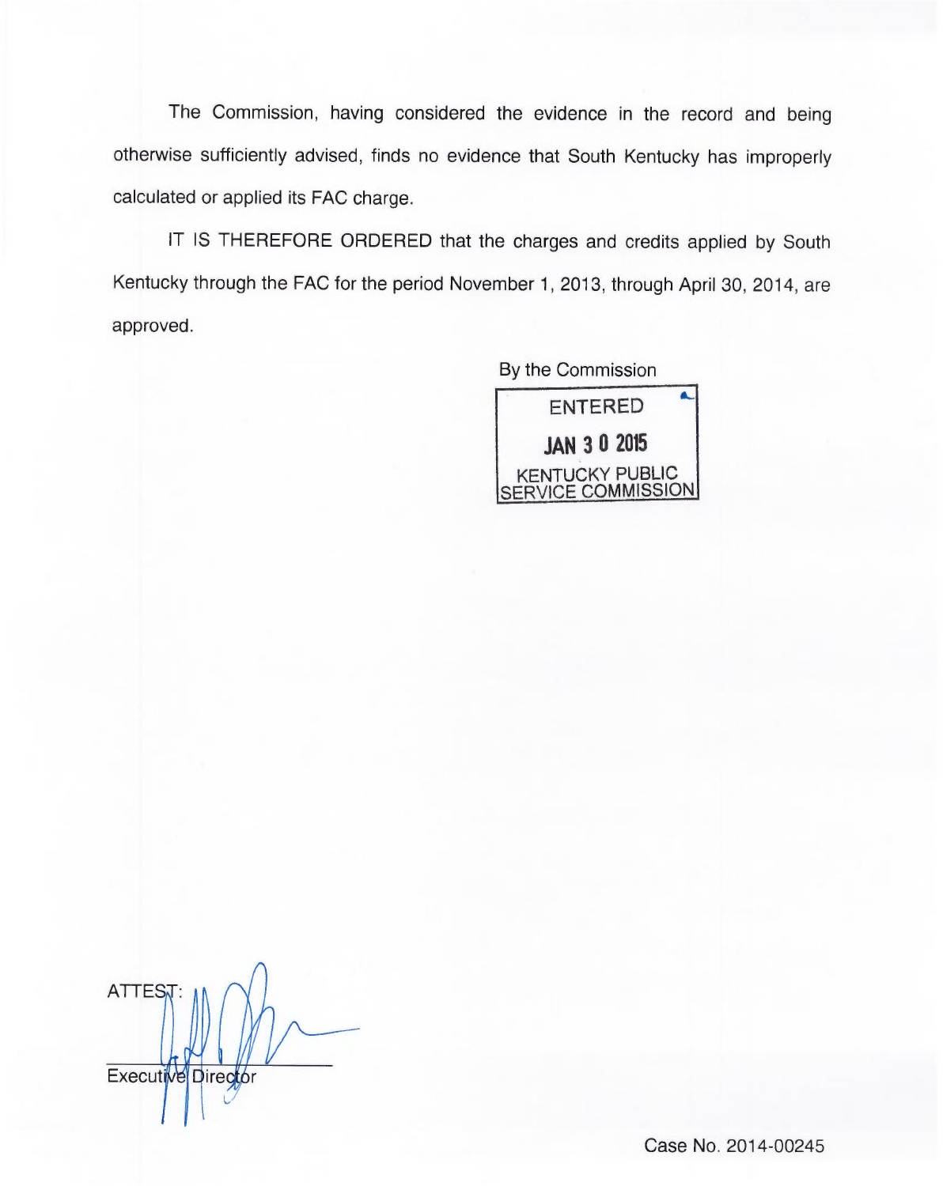The Commission, having considered the evidence in the record and being otherwise sufficiently advised, finds no evidence that South Kentucky has improperly calculated or applied its FAC charge.

IT IS THEREFORE ORDERED that the charges and credits applied by South Kentucky through the FAC for the period November 1, 2013, through April 30, 2014, are approved.

By the Commission

ENTERED

JAN 3 0 2015

KENTUCKY PUBLIC SERVICE COMMISSION

ATTEST:

Executive Director

Case No. 2014-00245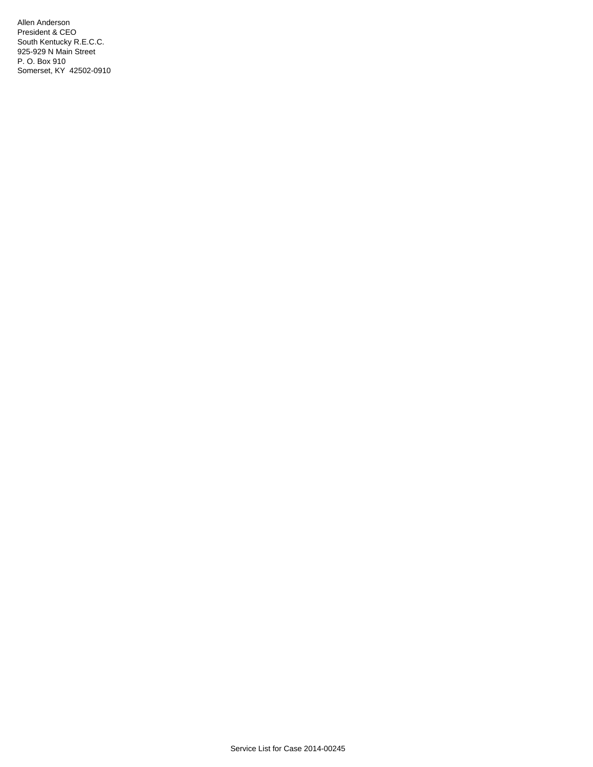Allen Anderson
President & CEO
South Kentucky R.E.C.C.
925-929 N Main Street
P. O. Box 910
Somerset, KY  42502-0910